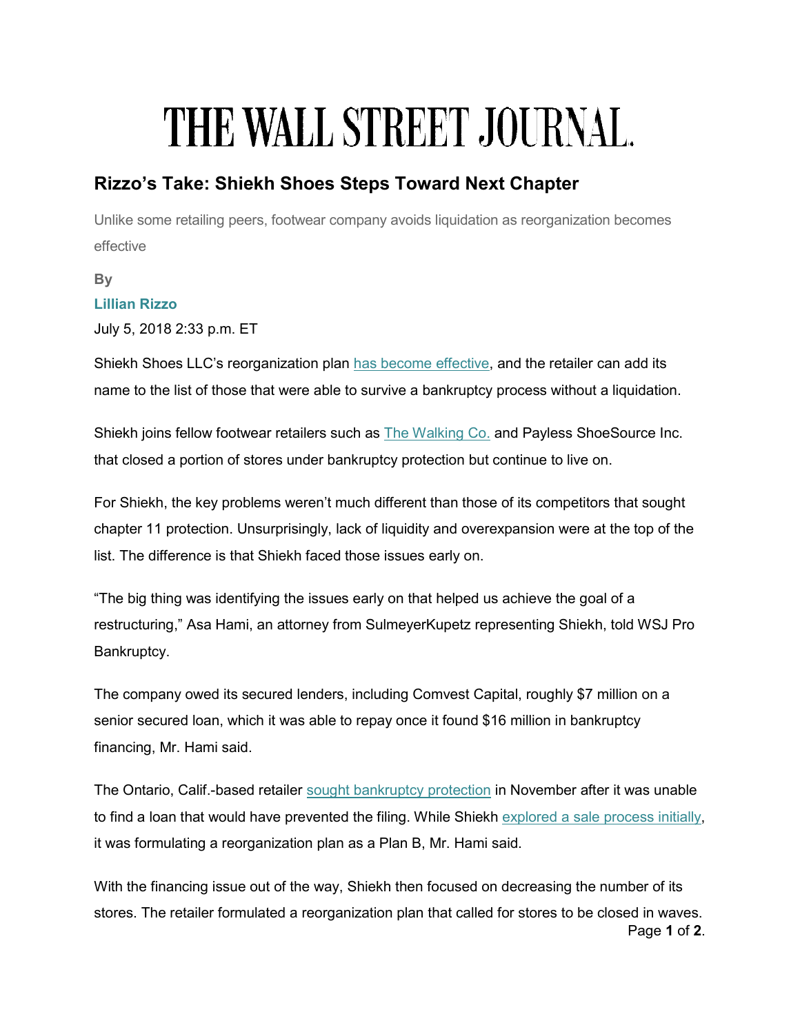# THE WALL STREET JOURNAL.

## Rizzo's Take: Shiekh Shoes Steps Toward Next Chapter

Unlike some retailing peers, footwear company avoids liquidation as reorganization becomes effective

By

**Lillian Rizzo**

July 5, 2018 2:33 p.m. ET

Shiekh Shoes LLC's reorganization plan has become effective, and the retailer can add its name to the list of those that were able to survive a bankruptcy process without a liquidation.

Shiekh joins fellow footwear retailers such as The Walking Co. and Payless ShoeSource Inc. that closed a portion of stores under bankruptcy protection but continue to live on.

For Shiekh, the key problems weren't much different than those of its competitors that sought chapter 11 protection. Unsurprisingly, lack of liquidity and overexpansion were at the top of the list. The difference is that Shiekh faced those issues early on.

"The big thing was identifying the issues early on that helped us achieve the goal of a restructuring," Asa Hami, an attorney from SulmeyerKupetz representing Shiekh, told WSJ Pro Bankruptcy.

The company owed its secured lenders, including Comvest Capital, roughly $7 million on a senior secured loan, which it was able to repay once it found $16 million in bankruptcy financing, Mr. Hami said.

The Ontario, Calif.-based retailer sought bankruptcy protection in November after it was unable to find a loan that would have prevented the filing. While Shiekh explored a sale process initially, it was formulating a reorganization plan as a Plan B, Mr. Hami said.

With the financing issue out of the way, Shiekh then focused on decreasing the number of its stores. The retailer formulated a reorganization plan that called for stores to be closed in waves.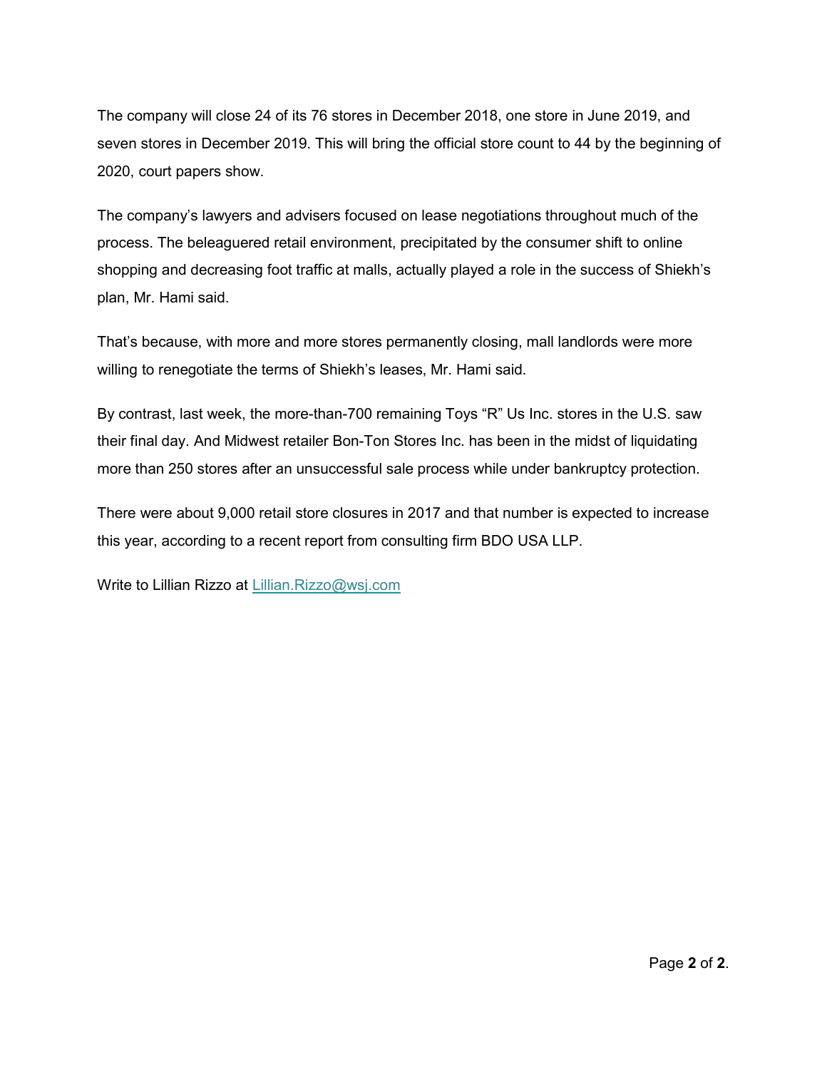The company will close 24 of its 76 stores in December 2018, one store in June 2019, and seven stores in December 2019. This will bring the official store count to 44 by the beginning of 2020, court papers show.

The company's lawyers and advisers focused on lease negotiations throughout much of the process. The beleaguered retail environment, precipitated by the consumer shift to online shopping and decreasing foot traffic at malls, actually played a role in the success of Shiekh's plan, Mr. Hami said.

That's because, with more and more stores permanently closing, mall landlords were more willing to renegotiate the terms of Shiekh's leases, Mr. Hami said.

By contrast, last week, the more-than-700 remaining Toys "R" Us Inc. stores in the U.S. saw their final day. And Midwest retailer Bon-Ton Stores Inc. has been in the midst of liquidating more than 250 stores after an unsuccessful sale process while under bankruptcy protection.

There were about 9,000 retail store closures in 2017 and that number is expected to increase this year, according to a recent report from consulting firm BDO USA LLP.

Write to Lillian Rizzo at Lillian.Rizzo@wsj.com